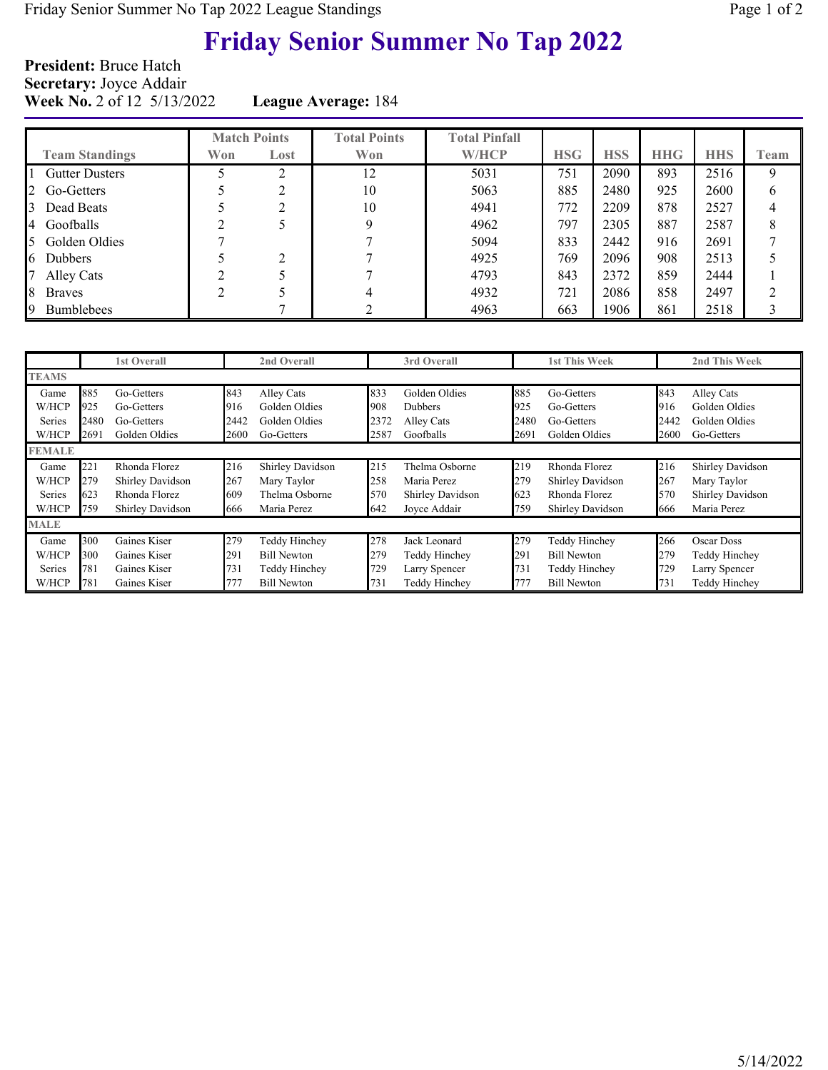# Friday Senior Summer No Tap 2022

**President:** Bruce Hatch
**Secretary:** Joyce Addair
**Week No.** 2 of 12 5/13/2022 **League Average:** 184

| Team Standings | Match Points Won | Match Points Lost | Total Points Won | Total Pinfall W/HCP | HSG | HSS | HHG | HHS | Team |
|---|---|---|---|---|---|---|---|---|---|
| 1 Gutter Dusters | 5 | 2 | 12 | 5031 | 751 | 2090 | 893 | 2516 | 9 |
| 2 Go-Getters | 5 | 2 | 10 | 5063 | 885 | 2480 | 925 | 2600 | 6 |
| 3 Dead Beats | 5 | 2 | 10 | 4941 | 772 | 2209 | 878 | 2527 | 4 |
| 4 Goofballs | 2 | 5 | 9 | 4962 | 797 | 2305 | 887 | 2587 | 8 |
| 5 Golden Oldies | 7 | | 7 | 5094 | 833 | 2442 | 916 | 2691 | 7 |
| 6 Dubbers | 5 | 2 | 7 | 4925 | 769 | 2096 | 908 | 2513 | 5 |
| 7 Alley Cats | 2 | 5 | 7 | 4793 | 843 | 2372 | 859 | 2444 | 1 |
| 8 Braves | 2 | 5 | 4 | 4932 | 721 | 2086 | 858 | 2497 | 2 |
| 9 Bumblebees | | 7 | 2 | 4963 | 663 | 1906 | 861 | 2518 | 3 |

| | 1st Overall | | 2nd Overall | | 3rd Overall | | 1st This Week | | 2nd This Week | |
|---|---|---|---|---|---|---|---|---|---|---|
| **TEAMS** | | | | | | | | | | |
| Game | 885 | Go-Getters | 843 | Alley Cats | 833 | Golden Oldies | 885 | Go-Getters | 843 | Alley Cats |
| W/HCP | 925 | Go-Getters | 916 | Golden Oldies | 908 | Dubbers | 925 | Go-Getters | 916 | Golden Oldies |
| Series | 2480 | Go-Getters | 2442 | Golden Oldies | 2372 | Alley Cats | 2480 | Go-Getters | 2442 | Golden Oldies |
| W/HCP | 2691 | Golden Oldies | 2600 | Go-Getters | 2587 | Goofballs | 2691 | Golden Oldies | 2600 | Go-Getters |
| **FEMALE** | | | | | | | | | | |
| Game | 221 | Rhonda Florez | 216 | Shirley Davidson | 215 | Thelma Osborne | 219 | Rhonda Florez | 216 | Shirley Davidson |
| W/HCP | 279 | Shirley Davidson | 267 | Mary Taylor | 258 | Maria Perez | 279 | Shirley Davidson | 267 | Mary Taylor |
| Series | 623 | Rhonda Florez | 609 | Thelma Osborne | 570 | Shirley Davidson | 623 | Rhonda Florez | 570 | Shirley Davidson |
| W/HCP | 759 | Shirley Davidson | 666 | Maria Perez | 642 | Joyce Addair | 759 | Shirley Davidson | 666 | Maria Perez |
| **MALE** | | | | | | | | | | |
| Game | 300 | Gaines Kiser | 279 | Teddy Hinchey | 278 | Jack Leonard | 279 | Teddy Hinchey | 266 | Oscar Doss |
| W/HCP | 300 | Gaines Kiser | 291 | Bill Newton | 279 | Teddy Hinchey | 291 | Bill Newton | 279 | Teddy Hinchey |
| Series | 781 | Gaines Kiser | 731 | Teddy Hinchey | 729 | Larry Spencer | 731 | Teddy Hinchey | 729 | Larry Spencer |
| W/HCP | 781 | Gaines Kiser | 777 | Bill Newton | 731 | Teddy Hinchey | 777 | Bill Newton | 731 | Teddy Hinchey |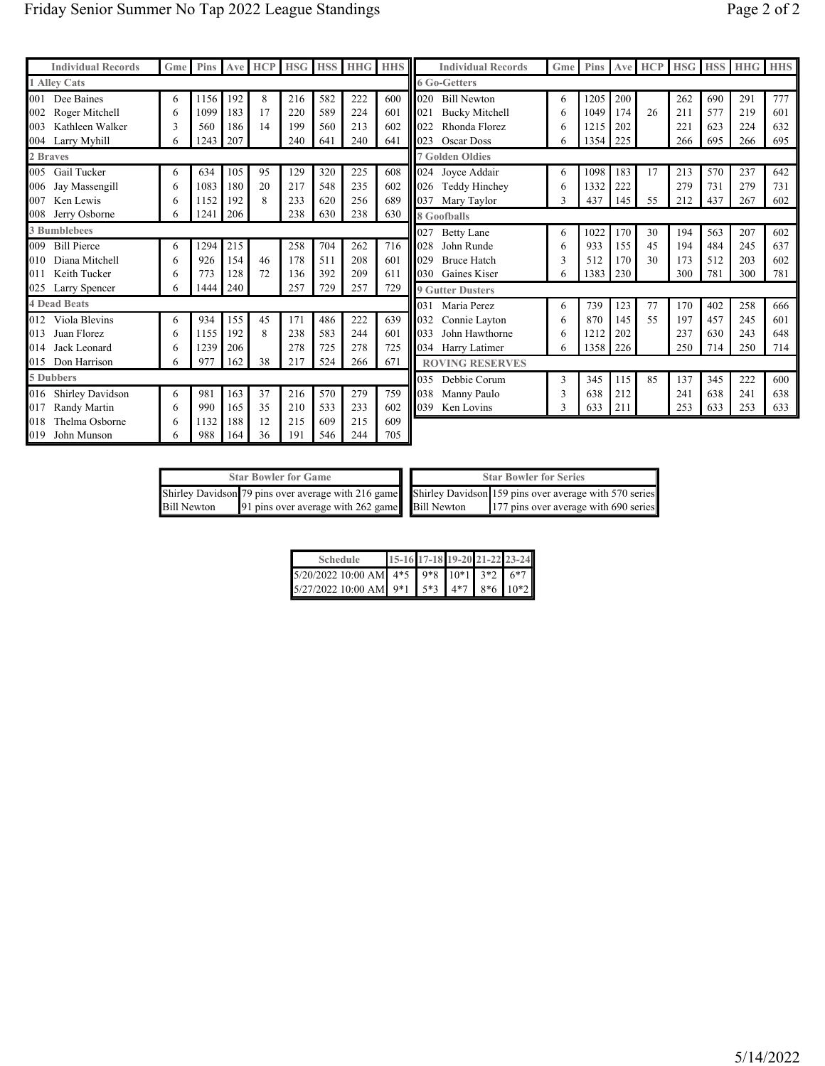| Individual Records | Gme | Pins | Ave | HCP | HSG | HSS | HHG | HHS |
|---|---|---|---|---|---|---|---|---|
| **1 Alley Cats** | | | | | | | | |
| 001 Dee Baines | 6 | 1156 | 192 | 8 | 216 | 582 | 222 | 600 |
| 002 Roger Mitchell | 6 | 1099 | 183 | 17 | 220 | 589 | 224 | 601 |
| 003 Kathleen Walker | 3 | 560 | 186 | 14 | 199 | 560 | 213 | 602 |
| 004 Larry Myhill | 6 | 1243 | 207 | | 240 | 641 | 240 | 641 |
| **2 Braves** | | | | | | | | |
| 005 Gail Tucker | 6 | 634 | 105 | 95 | 129 | 320 | 225 | 608 |
| 006 Jay Massengill | 6 | 1083 | 180 | 20 | 217 | 548 | 235 | 602 |
| 007 Ken Lewis | 6 | 1152 | 192 | 8 | 233 | 620 | 256 | 689 |
| 008 Jerry Osborne | 6 | 1241 | 206 | | 238 | 630 | 238 | 630 |
| **3 Bumblebees** | | | | | | | | |
| 009 Bill Pierce | 6 | 1294 | 215 | | 258 | 704 | 262 | 716 |
| 010 Diana Mitchell | 6 | 926 | 154 | 46 | 178 | 511 | 208 | 601 |
| 011 Keith Tucker | 6 | 773 | 128 | 72 | 136 | 392 | 209 | 611 |
| 025 Larry Spencer | 6 | 1444 | 240 | | 257 | 729 | 257 | 729 |
| **4 Dead Beats** | | | | | | | | |
| 012 Viola Blevins | 6 | 934 | 155 | 45 | 171 | 486 | 222 | 639 |
| 013 Juan Florez | 6 | 1155 | 192 | 8 | 238 | 583 | 244 | 601 |
| 014 Jack Leonard | 6 | 1239 | 206 | | 278 | 725 | 278 | 725 |
| 015 Don Harrison | 6 | 977 | 162 | 38 | 217 | 524 | 266 | 671 |
| **5 Dubbers** | | | | | | | | |
| 016 Shirley Davidson | 6 | 981 | 163 | 37 | 216 | 570 | 279 | 759 |
| 017 Randy Martin | 6 | 990 | 165 | 35 | 210 | 533 | 233 | 602 |
| 018 Thelma Osborne | 6 | 1132 | 188 | 12 | 215 | 609 | 215 | 609 |
| 019 John Munson | 6 | 988 | 164 | 36 | 191 | 546 | 244 | 705 |
| **6 Go-Getters** | | | | | | | | |
| 020 Bill Newton | 6 | 1205 | 200 | | 262 | 690 | 291 | 777 |
| 021 Bucky Mitchell | 6 | 1049 | 174 | 26 | 211 | 577 | 219 | 601 |
| 022 Rhonda Florez | 6 | 1215 | 202 | | 221 | 623 | 224 | 632 |
| 023 Oscar Doss | 6 | 1354 | 225 | | 266 | 695 | 266 | 695 |
| **7 Golden Oldies** | | | | | | | | |
| 024 Joyce Addair | 6 | 1098 | 183 | 17 | 213 | 570 | 237 | 642 |
| 026 Teddy Hinchey | 6 | 1332 | 222 | | 279 | 731 | 279 | 731 |
| 037 Mary Taylor | 3 | 437 | 145 | 55 | 212 | 437 | 267 | 602 |
| **8 Goofballs** | | | | | | | | |
| 027 Betty Lane | 6 | 1022 | 170 | 30 | 194 | 563 | 207 | 602 |
| 028 John Runde | 6 | 933 | 155 | 45 | 194 | 484 | 245 | 637 |
| 029 Bruce Hatch | 3 | 512 | 170 | 30 | 173 | 512 | 203 | 602 |
| 030 Gaines Kiser | 6 | 1383 | 230 | | 300 | 781 | 300 | 781 |
| **9 Gutter Dusters** | | | | | | | | |
| 031 Maria Perez | 6 | 739 | 123 | 77 | 170 | 402 | 258 | 666 |
| 032 Connie Layton | 6 | 870 | 145 | 55 | 197 | 457 | 245 | 601 |
| 033 John Hawthorne | 6 | 1212 | 202 | | 237 | 630 | 243 | 648 |
| 034 Harry Latimer | 6 | 1358 | 226 | | 250 | 714 | 250 | 714 |
| **ROVING RESERVES** | | | | | | | | |
| 035 Debbie Corum | 3 | 345 | 115 | 85 | 137 | 345 | 222 | 600 |
| 038 Manny Paulo | 3 | 638 | 212 | | 241 | 638 | 241 | 638 |
| 039 Ken Lovins | 3 | 633 | 211 | | 253 | 633 | 253 | 633 |

| Star Bowler for Game | |
|---|---|
| Shirley Davidson | 79 pins over average with 216 game |
| Bill Newton | 91 pins over average with 262 game |

| Star Bowler for Series | |
|---|---|
| Shirley Davidson | 159 pins over average with 570 series |
| Bill Newton | 177 pins over average with 690 series |

| Schedule | 15-16 | 17-18 | 19-20 | 21-22 | 23-24 |
|---|---|---|---|---|---|
| 5/20/2022 10:00 AM | 4*5 | 9*8 | 10*1 | 3*2 | 6*7 |
| 5/27/2022 10:00 AM | 9*1 | 5*3 | 4*7 | 8*6 | 10*2 |

5/14/2022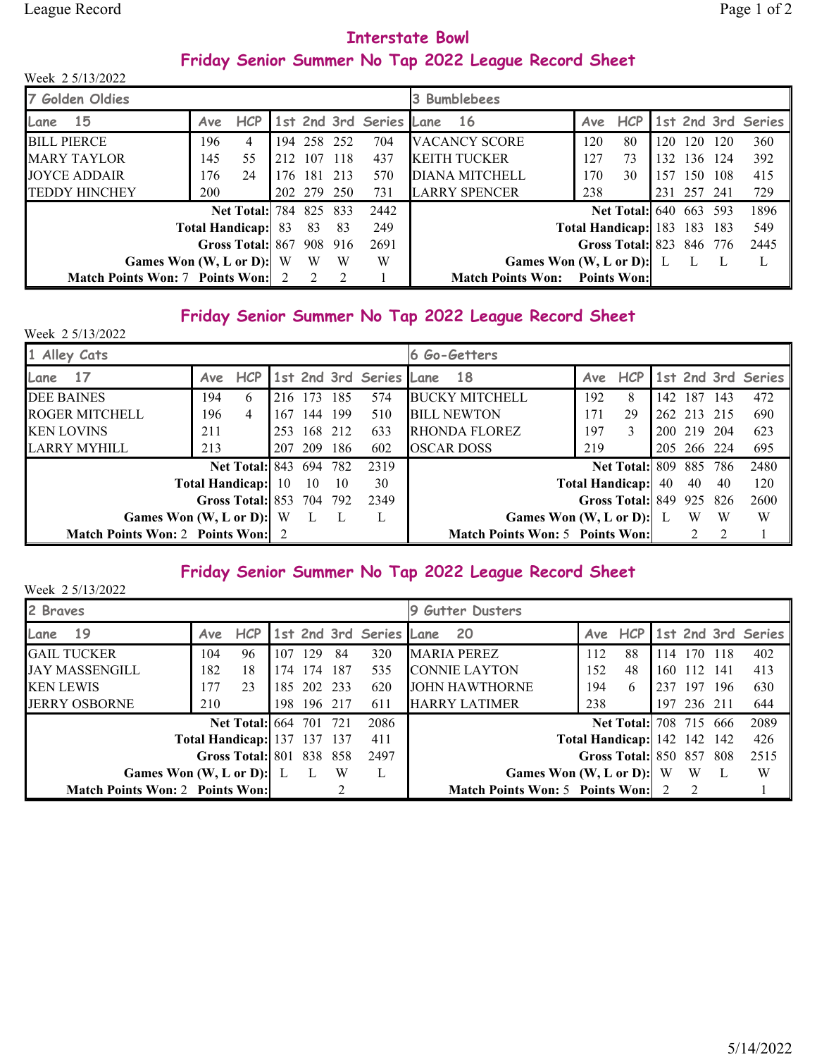# Interstate Bowl

## Friday Senior Summer No Tap 2022 League Record Sheet

Week 2 5/13/2022

| 7 Golden Oldies | | | | | | | 3 Bumblebees | | | | | | |
|---|---|---|---|---|---|---|---|---|---|---|---|---|---|
| Lane 15 | Ave | HCP | 1st | 2nd | 3rd | Series | Lane 16 | Ave | HCP | 1st | 2nd | 3rd | Series |
| BILL PIERCE | 196 | 4 | 194 | 258 | 252 | 704 | VACANCY SCORE | 120 | 80 | 120 | 120 | 120 | 360 |
| MARY TAYLOR | 145 | 55 | 212 | 107 | 118 | 437 | KEITH TUCKER | 127 | 73 | 132 | 136 | 124 | 392 |
| JOYCE ADDAIR | 176 | 24 | 176 | 181 | 213 | 570 | DIANA MITCHELL | 170 | 30 | 157 | 150 | 108 | 415 |
| TEDDY HINCHEY | 200 | | 202 | 279 | 250 | 731 | LARRY SPENCER | 238 | | 231 | 257 | 241 | 729 |
| | | Net Total: | 784 | 825 | 833 | 2442 | | | Net Total: | 640 | 663 | 593 | 1896 |
| | | Total Handicap: | 83 | 83 | 83 | 249 | | | Total Handicap: | 183 | 183 | 183 | 549 |
| | | Gross Total: | 867 | 908 | 916 | 2691 | | | Gross Total: | 823 | 846 | 776 | 2445 |
| | | Games Won (W, L or D): | W | W | W | W | | | Games Won (W, L or D): | L | L | L | L |
| Match Points Won: 7 | | Points Won: | 2 | 2 | 2 | 1 | Match Points Won: | | Points Won: | | | | |

## Friday Senior Summer No Tap 2022 League Record Sheet

Week 2 5/13/2022

| 1 Alley Cats | | | | | | | 6 Go-Getters | | | | | | |
|---|---|---|---|---|---|---|---|---|---|---|---|---|---|
| Lane 17 | Ave | HCP | 1st | 2nd | 3rd | Series | Lane 18 | Ave | HCP | 1st | 2nd | 3rd | Series |
| DEE BAINES | 194 | 6 | 216 | 173 | 185 | 574 | BUCKY MITCHELL | 192 | 8 | 142 | 187 | 143 | 472 |
| ROGER MITCHELL | 196 | 4 | 167 | 144 | 199 | 510 | BILL NEWTON | 171 | 29 | 262 | 213 | 215 | 690 |
| KEN LOVINS | 211 | | 253 | 168 | 212 | 633 | RHONDA FLOREZ | 197 | 3 | 200 | 219 | 204 | 623 |
| LARRY MYHILL | 213 | | 207 | 209 | 186 | 602 | OSCAR DOSS | 219 | | 205 | 266 | 224 | 695 |
| | | Net Total: | 843 | 694 | 782 | 2319 | | | Net Total: | 809 | 885 | 786 | 2480 |
| | | Total Handicap: | 10 | 10 | 10 | 30 | | | Total Handicap: | 40 | 40 | 40 | 120 |
| | | Gross Total: | 853 | 704 | 792 | 2349 | | | Gross Total: | 849 | 925 | 826 | 2600 |
| | | Games Won (W, L or D): | W | L | L | L | | | Games Won (W, L or D): | L | W | W | W |
| Match Points Won: 2 | | Points Won: | 2 | | | | Match Points Won: 5 | | Points Won: | | 2 | 2 | 1 |

## Friday Senior Summer No Tap 2022 League Record Sheet

Week 2 5/13/2022

| 2 Braves | | | | | | | 9 Gutter Dusters | | | | | | |
|---|---|---|---|---|---|---|---|---|---|---|---|---|---|
| Lane 19 | Ave | HCP | 1st | 2nd | 3rd | Series | Lane 20 | Ave | HCP | 1st | 2nd | 3rd | Series |
| GAIL TUCKER | 104 | 96 | 107 | 129 | 84 | 320 | MARIA PEREZ | 112 | 88 | 114 | 170 | 118 | 402 |
| JAY MASSENGILL | 182 | 18 | 174 | 174 | 187 | 535 | CONNIE LAYTON | 152 | 48 | 160 | 112 | 141 | 413 |
| KEN LEWIS | 177 | 23 | 185 | 202 | 233 | 620 | JOHN HAWTHORNE | 194 | 6 | 237 | 197 | 196 | 630 |
| JERRY OSBORNE | 210 | | 198 | 196 | 217 | 611 | HARRY LATIMER | 238 | | 197 | 236 | 211 | 644 |
| | | Net Total: | 664 | 701 | 721 | 2086 | | | Net Total: | 708 | 715 | 666 | 2089 |
| | | Total Handicap: | 137 | 137 | 137 | 411 | | | Total Handicap: | 142 | 142 | 142 | 426 |
| | | Gross Total: | 801 | 838 | 858 | 2497 | | | Gross Total: | 850 | 857 | 808 | 2515 |
| | | Games Won (W, L or D): | L | L | W | L | | | Games Won (W, L or D): | W | W | L | W |
| Match Points Won: 2 | | Points Won: | | | 2 | | Match Points Won: 5 | | Points Won: | 2 | 2 | | 1 |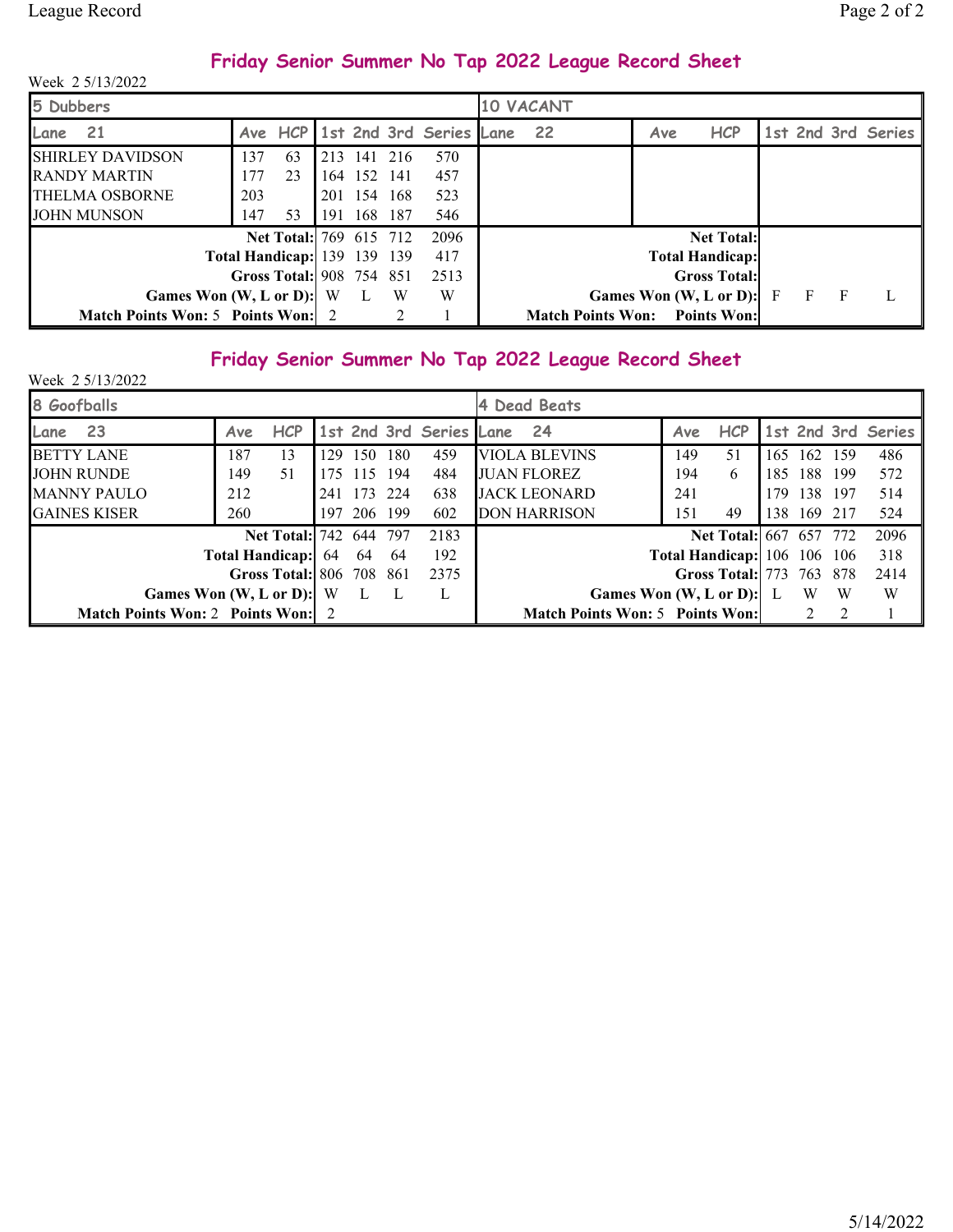## Friday Senior Summer No Tap 2022 League Record Sheet

Week 2 5/13/2022

| 5 Dubbers | | | | | | | 10 VACANT | | | | | | |
|---|---|---|---|---|---|---|---|---|---|---|---|---|---|
| Lane 21 | Ave | HCP | 1st | 2nd | 3rd | Series | Lane 22 | Ave | HCP | 1st | 2nd | 3rd | Series |
| SHIRLEY DAVIDSON | 137 | 63 | 213 | 141 | 216 | 570 | | | | | | | |
| RANDY MARTIN | 177 | 23 | 164 | 152 | 141 | 457 | | | | | | | |
| THELMA OSBORNE | 203 | | 201 | 154 | 168 | 523 | | | | | | | |
| JOHN MUNSON | 147 | 53 | 191 | 168 | 187 | 546 | | | | | | | |
| | | **Net Total:** | 769 | 615 | 712 | 2096 | | | **Net Total:** | | | | |
| | | **Total Handicap:** | 139 | 139 | 139 | 417 | | | **Total Handicap:** | | | | |
| | | **Gross Total:** | 908 | 754 | 851 | 2513 | | | **Gross Total:** | | | | |
| | | **Games Won (W, L or D):** | W | L | W | W | | | **Games Won (W, L or D):** | F | F | F | L |
| **Match Points Won:** 5 | | **Points Won:** | 2 | | 2 | 1 | **Match Points Won:** | | **Points Won:** | | | | |

## Friday Senior Summer No Tap 2022 League Record Sheet

Week 2 5/13/2022

| 8 Goofballs | | | | | | | 4 Dead Beats | | | | | | |
|---|---|---|---|---|---|---|---|---|---|---|---|---|---|
| Lane 23 | Ave | HCP | 1st | 2nd | 3rd | Series | Lane 24 | Ave | HCP | 1st | 2nd | 3rd | Series |
| BETTY LANE | 187 | 13 | 129 | 150 | 180 | 459 | VIOLA BLEVINS | 149 | 51 | 165 | 162 | 159 | 486 |
| JOHN RUNDE | 149 | 51 | 175 | 115 | 194 | 484 | JUAN FLOREZ | 194 | 6 | 185 | 188 | 199 | 572 |
| MANNY PAULO | 212 | | 241 | 173 | 224 | 638 | JACK LEONARD | 241 | | 179 | 138 | 197 | 514 |
| GAINES KISER | 260 | | 197 | 206 | 199 | 602 | DON HARRISON | 151 | 49 | 138 | 169 | 217 | 524 |
| | | **Net Total:** | 742 | 644 | 797 | 2183 | | | **Net Total:** | 667 | 657 | 772 | 2096 |
| | | **Total Handicap:** | 64 | 64 | 64 | 192 | | | **Total Handicap:** | 106 | 106 | 106 | 318 |
| | | **Gross Total:** | 806 | 708 | 861 | 2375 | | | **Gross Total:** | 773 | 763 | 878 | 2414 |
| | | **Games Won (W, L or D):** | W | L | L | L | | | **Games Won (W, L or D):** | L | W | W | W |
| **Match Points Won:** 2 | | **Points Won:** | 2 | | | | **Match Points Won:** 5 | | **Points Won:** | | 2 | 2 | 1 |

5/14/2022